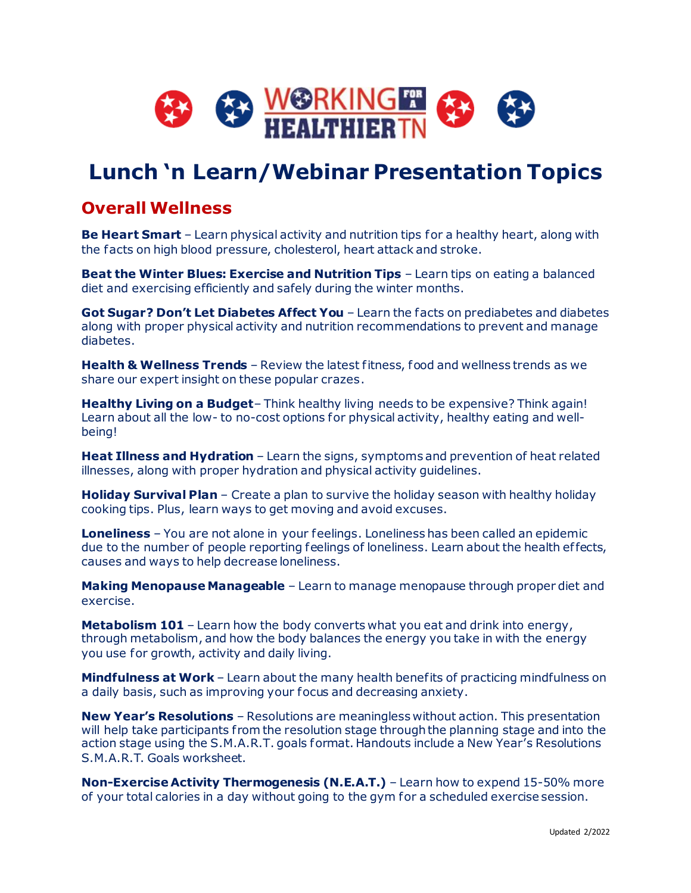# Lunch 'n Learn/Webinar Presentation Topics

## Overall Wellness

**Be Heart Smart** – Learn physical activity and nutrition tips for a healthy heart, along with the facts on high blood pressure, cholesterol, heart attack and stroke.

**Beat the Winter Blues: Exercise and Nutrition Tips** – Learn tips on eating a balanced diet and exercising efficiently and safely during the winter months.

**Got Sugar? Don't Let Diabetes Affect You** – Learn the facts on prediabetes and diabetes along with proper physical activity and nutrition recommendations to prevent and manage diabetes.

**Health & Wellness Trends** – Review the latest fitness, food and wellness trends as we share our expert insight on these popular crazes.

**Healthy Living on a Budget**– Think healthy living needs to be expensive? Think again! Learn about all the low- to no-cost options for physical activity, healthy eating and well-being!

**Heat Illness and Hydration** – Learn the signs, symptoms and prevention of heat related illnesses, along with proper hydration and physical activity guidelines.

**Holiday Survival Plan** – Create a plan to survive the holiday season with healthy holiday cooking tips. Plus, learn ways to get moving and avoid excuses.

**Loneliness** – You are not alone in your feelings. Loneliness has been called an epidemic due to the number of people reporting feelings of loneliness. Learn about the health effects, causes and ways to help decrease loneliness.

**Making Menopause Manageable** – Learn to manage menopause through proper diet and exercise.

**Metabolism 101** – Learn how the body converts what you eat and drink into energy, through metabolism, and how the body balances the energy you take in with the energy you use for growth, activity and daily living.

**Mindfulness at Work** – Learn about the many health benefits of practicing mindfulness on a daily basis, such as improving your focus and decreasing anxiety.

**New Year's Resolutions** – Resolutions are meaningless without action. This presentation will help take participants from the resolution stage through the planning stage and into the action stage using the S.M.A.R.T. goals format. Handouts include a New Year's Resolutions S.M.A.R.T. Goals worksheet.

**Non-Exercise Activity Thermogenesis (N.E.A.T.)** – Learn how to expend 15-50% more of your total calories in a day without going to the gym for a scheduled exercise session.

Updated 2/2022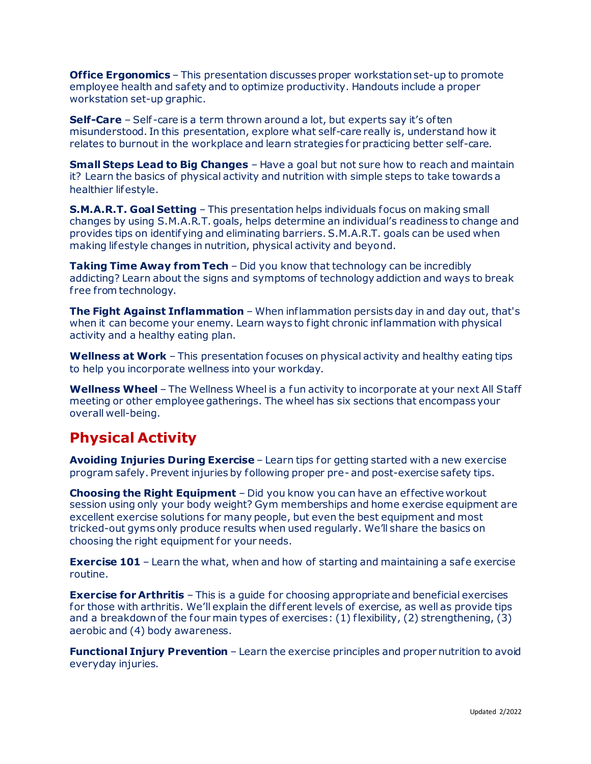**Office Ergonomics** – This presentation discusses proper workstation set-up to promote employee health and safety and to optimize productivity. Handouts include a proper workstation set-up graphic.

**Self-Care** – Self-care is a term thrown around a lot, but experts say it's often misunderstood. In this presentation, explore what self-care really is, understand how it relates to burnout in the workplace and learn strategies for practicing better self-care.

**Small Steps Lead to Big Changes** – Have a goal but not sure how to reach and maintain it? Learn the basics of physical activity and nutrition with simple steps to take towards a healthier lifestyle.

**S.M.A.R.T. Goal Setting** – This presentation helps individuals focus on making small changes by using S.M.A.R.T. goals, helps determine an individual's readiness to change and provides tips on identifying and eliminating barriers. S.M.A.R.T. goals can be used when making lifestyle changes in nutrition, physical activity and beyond.

**Taking Time Away from Tech** – Did you know that technology can be incredibly addicting? Learn about the signs and symptoms of technology addiction and ways to break free from technology.

**The Fight Against Inflammation** – When inflammation persists day in and day out, that's when it can become your enemy. Learn ways to fight chronic inflammation with physical activity and a healthy eating plan.

**Wellness at Work** – This presentation focuses on physical activity and healthy eating tips to help you incorporate wellness into your workday.

**Wellness Wheel** – The Wellness Wheel is a fun activity to incorporate at your next All Staff meeting or other employee gatherings. The wheel has six sections that encompass your overall well-being.

## Physical Activity

**Avoiding Injuries During Exercise** – Learn tips for getting started with a new exercise program safely. Prevent injuries by following proper pre- and post-exercise safety tips.

**Choosing the Right Equipment** – Did you know you can have an effective workout session using only your body weight? Gym memberships and home exercise equipment are excellent exercise solutions for many people, but even the best equipment and most tricked-out gyms only produce results when used regularly. We'll share the basics on choosing the right equipment for your needs.

**Exercise 101** – Learn the what, when and how of starting and maintaining a safe exercise routine.

**Exercise for Arthritis** – This is a guide for choosing appropriate and beneficial exercises for those with arthritis. We'll explain the different levels of exercise, as well as provide tips and a breakdown of the four main types of exercises: (1) flexibility, (2) strengthening, (3) aerobic and (4) body awareness.

**Functional Injury Prevention** – Learn the exercise principles and proper nutrition to avoid everyday injuries.

Updated 2/2022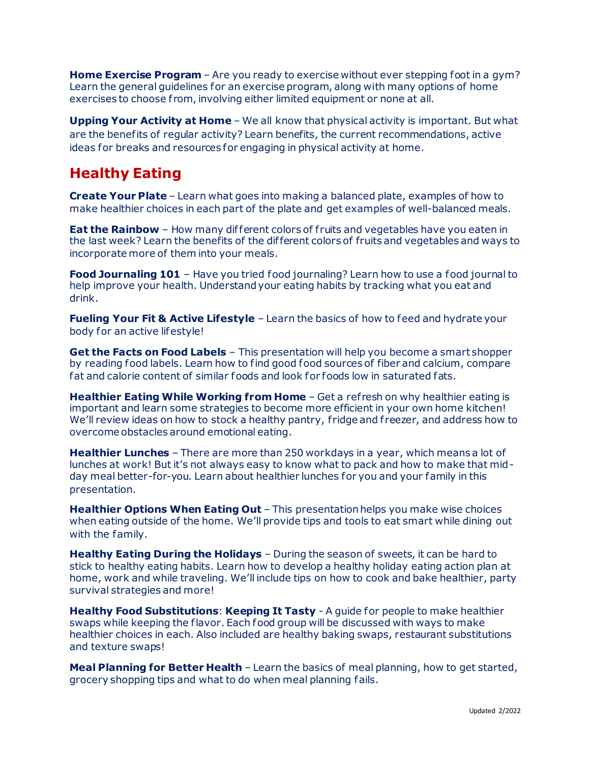**Home Exercise Program** – Are you ready to exercise without ever stepping foot in a gym? Learn the general guidelines for an exercise program, along with many options of home exercises to choose from, involving either limited equipment or none at all.

**Upping Your Activity at Home** – We all know that physical activity is important. But what are the benefits of regular activity? Learn benefits, the current recommendations, active ideas for breaks and resources for engaging in physical activity at home.

## Healthy Eating

**Create Your Plate** – Learn what goes into making a balanced plate, examples of how to make healthier choices in each part of the plate and get examples of well-balanced meals.

**Eat the Rainbow** – How many different colors of fruits and vegetables have you eaten in the last week? Learn the benefits of the different colors of fruits and vegetables and ways to incorporate more of them into your meals.

**Food Journaling 101** – Have you tried food journaling? Learn how to use a food journal to help improve your health. Understand your eating habits by tracking what you eat and drink.

**Fueling Your Fit & Active Lifestyle** – Learn the basics of how to feed and hydrate your body for an active lifestyle!

**Get the Facts on Food Labels** – This presentation will help you become a smart shopper by reading food labels. Learn how to find good food sources of fiber and calcium, compare fat and calorie content of similar foods and look for foods low in saturated fats.

**Healthier Eating While Working from Home** – Get a refresh on why healthier eating is important and learn some strategies to become more efficient in your own home kitchen! We'll review ideas on how to stock a healthy pantry, fridge and freezer, and address how to overcome obstacles around emotional eating.

**Healthier Lunches** – There are more than 250 workdays in a year, which means a lot of lunches at work! But it's not always easy to know what to pack and how to make that mid-day meal better-for-you. Learn about healthier lunches for you and your family in this presentation.

**Healthier Options When Eating Out** – This presentation helps you make wise choices when eating outside of the home. We'll provide tips and tools to eat smart while dining out with the family.

**Healthy Eating During the Holidays** – During the season of sweets, it can be hard to stick to healthy eating habits. Learn how to develop a healthy holiday eating action plan at home, work and while traveling. We'll include tips on how to cook and bake healthier, party survival strategies and more!

**Healthy Food Substitutions**: **Keeping It Tasty** - A guide for people to make healthier swaps while keeping the flavor. Each food group will be discussed with ways to make healthier choices in each. Also included are healthy baking swaps, restaurant substitutions and texture swaps!

**Meal Planning for Better Health** – Learn the basics of meal planning, how to get started, grocery shopping tips and what to do when meal planning fails.

Updated 2/2022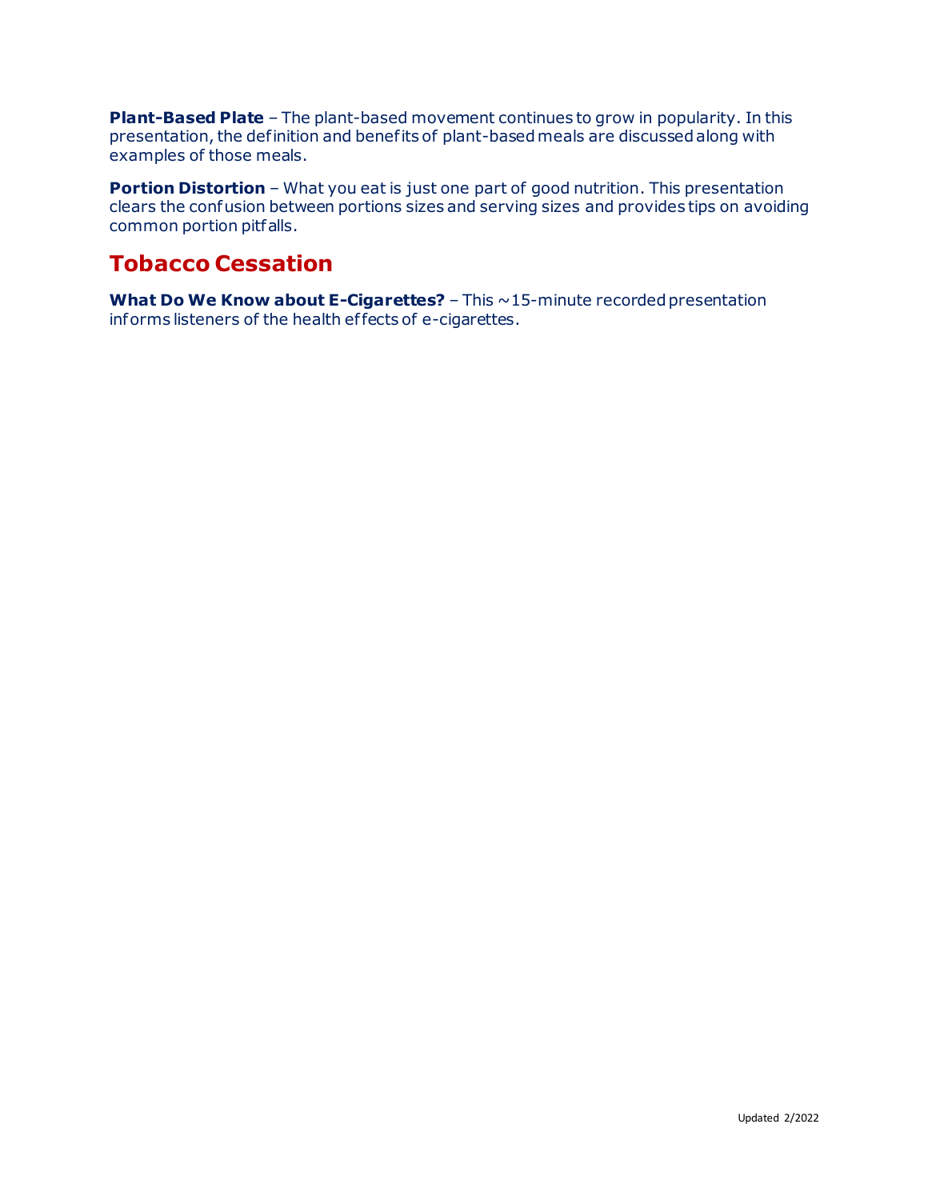**Plant-Based Plate** – The plant-based movement continues to grow in popularity. In this presentation, the definition and benefits of plant-based meals are discussed along with examples of those meals.

**Portion Distortion** – What you eat is just one part of good nutrition. This presentation clears the confusion between portions sizes and serving sizes and provides tips on avoiding common portion pitfalls.

## Tobacco Cessation

**What Do We Know about E-Cigarettes?** – This ~15-minute recorded presentation informs listeners of the health effects of e-cigarettes.

Updated 2/2022